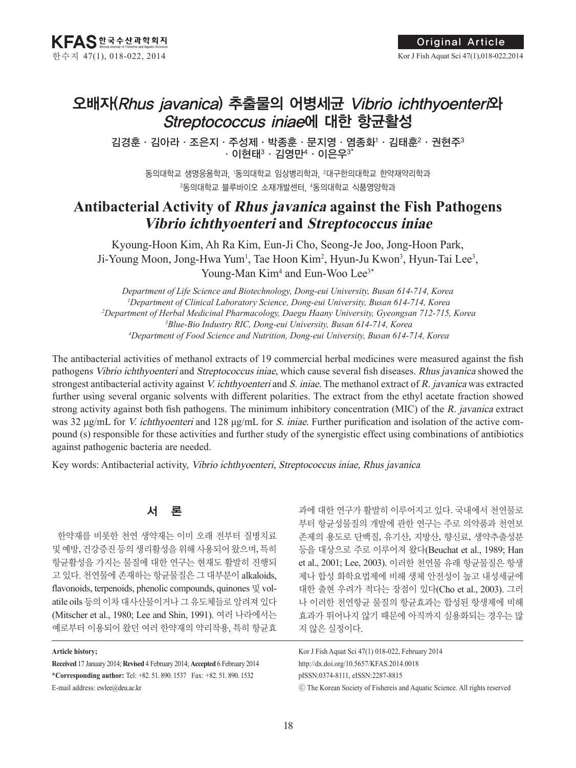# 오배자(*Rhus javanica*) 추출물의 어병세균 *Vibrio ichthyoenteri*와 *Streptococcus iniae*에 대한 항균활성

김경훈 · 김아라 · 조은지 · 주성제 · 박종훈 · 문지영 · 염종화[1] · 김태훈[2] · 권현주[3] · 이현태[3] · 김영만[4] · 이은우[3]*

동의대학교 생명응용학과, [1]동의대학교 임상병리학과, [2]대구한의대학교 한약재약리학과
[3]동의대학교 블루바이오 소재개발센터, [4]동의대학교 식품영양학과

# Antibacterial Activity of *Rhus javanica* against the Fish Pathogens *Vibrio ichthyoenteri* and *Streptococcus iniae*

Kyoung-Hoon Kim, Ah Ra Kim, Eun-Ji Cho, Seong-Je Joo, Jong-Hoon Park, Ji-Young Moon, Jong-Hwa Yum[1], Tae Hoon Kim[2], Hyun-Ju Kwon[3], Hyun-Tai Lee[3], Young-Man Kim[4] and Eun-Woo Lee[3]*

*Department of Life Science and Biotechnology, Dong-eui University, Busan 614-714, Korea*
*[1]Department of Clinical Laboratory Science, Dong-eui University, Busan 614-714, Korea*
*[2]Department of Herbal Medicinal Pharmacology, Daegu Haany University, Gyeongsan 712-715, Korea*
*[3]Blue-Bio Industry RIC, Dong-eui University, Busan 614-714, Korea*
*[4]Department of Food Science and Nutrition, Dong-eui University, Busan 614-714, Korea*

The antibacterial activities of methanol extracts of 19 commercial herbal medicines were measured against the fish pathogens *Vibrio ichthyoenteri* and *Streptococcus iniae*, which cause several fish diseases. *Rhus javanica* showed the strongest antibacterial activity against *V. ichthyoenteri* and *S. iniae*. The methanol extract of *R. javanica* was extracted further using several organic solvents with different polarities. The extract from the ethyl acetate fraction showed strong activity against both fish pathogens. The minimum inhibitory concentration (MIC) of the *R. javanica* extract was 32 μg/mL for *V. ichthyoenteri* and 128 μg/mL for *S. iniae*. Further purification and isolation of the active compound (s) responsible for these activities and further study of the synergistic effect using combinations of antibiotics against pathogenic bacteria are needed.

Key words: Antibacterial activity, *Vibrio ichthyoenteri*, *Streptococcus iniae*, *Rhus javanica*

## 서 론

한약재를 비롯한 천연 생약재는 이미 오래 전부터 질병치료 및 예방, 건강증진 등의 생리활성을 위해 사용되어 왔으며, 특히 항균활성을 가지는 물질에 대한 연구는 현재도 활발히 진행되고 있다. 천연물에 존재하는 항균물질은 그 대부분이 alkaloids, flavonoids, terpenoids, phenolic compounds, quinones 및 volatile oils 등의 이차 대사산물이거나 그 유도체들로 알려져 있다(Mitscher et al., 1980; Lee and Shin, 1991). 여러 나라에서는 예로부터 이용되어 왔던 여러 한약재의 약리작용, 특히 항균효과에 대한 연구가 활발히 이루어지고 있다. 국내에서 천연물로부터 항균성물질의 개발에 관한 연구는 주로 의약품과 천연보존제의 용도로 단백질, 유기산, 지방산, 향신료, 생약추출성분 등을 대상으로 주로 이루어져 왔다(Beuchat et al., 1989; Han et al., 2001; Lee, 2003). 이러한 천연물 유래 항균물질은 항생제나 합성 화학요법제에 비해 생체 안전성이 높고 내성세균에 대한 출현 우려가 적다는 장점이 있다(Cho et al., 2003). 그러나 이러한 천연항균 물질의 항균효과는 합성된 항생제에 비해 효과가 뛰어나지 않기 때문에 아직까지 실용화되는 경우는 많지 않은 실정이다.

**Article history;**
**Received** 17 January 2014; **Revised** 4 February 2014; **Accepted** 6 February 2014
***Corresponding author:** Tel: +82. 51. 890. 1537 Fax: +82. 51. 890. 1532
E-mail address: ewlee@deu.ac.kr

Kor J Fish Aquat Sci 47(1) 018-022, February 2014
http://dx.doi.org/10.5657/KFAS.2014.0018
pISSN:0374-8111, eISSN:2287-8815
Ⓒ The Korean Society of Fishereis and Aquatic Science. All rights reserved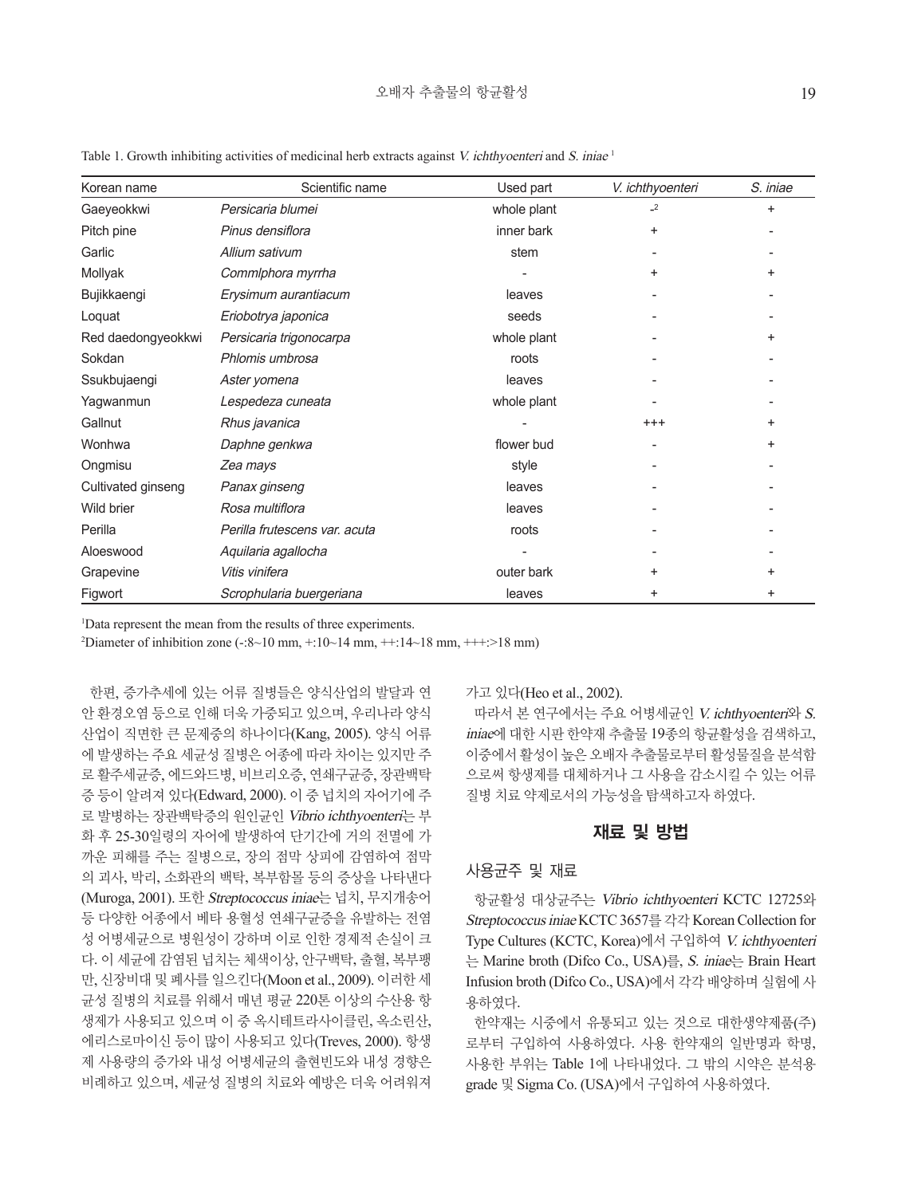Table 1. Growth inhibiting activities of medicinal herb extracts against *V. ichthyoenteri* and *S. iniae* [1]

| Korean name | Scientific name | Used part | *V. ichthyoenteri* | *S. iniae* |
|---|---|---|---|---|
| Gaeyeokkwi | *Persicaria blumei* | whole plant | -[2] | + |
| Pitch pine | *Pinus densiflora* | inner bark | + | - |
| Garlic | *Allium sativum* | stem | - | - |
| Mollyak | *Commlphora myrrha* | - | + | + |
| Bujikkaengi | *Erysimum aurantiacum* | leaves | - | - |
| Loquat | *Eriobotrya japonica* | seeds | - | - |
| Red daedongyeokkwi | *Persicaria trigonocarpa* | whole plant | - | + |
| Sokdan | *Phlomis umbrosa* | roots | - | - |
| Ssukbujaengi | *Aster yomena* | leaves | - | - |
| Yagwanmun | *Lespedeza cuneata* | whole plant | - | - |
| Gallnut | *Rhus javanica* | - | +++ | + |
| Wonhwa | *Daphne genkwa* | flower bud | - | + |
| Ongmisu | *Zea mays* | style | - | - |
| Cultivated ginseng | *Panax ginseng* | leaves | - | - |
| Wild brier | *Rosa multiflora* | leaves | - | - |
| Perilla | *Perilla frutescens var. acuta* | roots | - | - |
| Aloeswood | *Aquilaria agallocha* | - | - | - |
| Grapevine | *Vitis vinifera* | outer bark | + | + |
| Figwort | *Scrophularia buergeriana* | leaves | + | + |

[1]Data represent the mean from the results of three experiments.

[2]Diameter of inhibition zone (-:8~10 mm, +:10~14 mm, ++:14~18 mm, +++:>18 mm)

한편, 증가추세에 있는 어류 질병들은 양식산업의 발달과 연안 환경오염 등으로 인해 더욱 가중되고 있으며, 우리나라 양식산업이 직면한 큰 문제중의 하나이다(Kang, 2005). 양식 어류에 발생하는 주요 세균성 질병은 어종에 따라 차이는 있지만 주로 활주세균증, 에드와드병, 비브리오증, 연쇄구균증, 장관백탁증 등이 알려져 있다(Edward, 2000). 이 중 넙치의 자어기에 주로 발병하는 장관백탁증의 원인균인 *Vibrio ichthyoenteri*는 부화 후 25-30일령의 자어에 발생하여 단기간에 거의 전멸에 가까운 피해를 주는 질병으로, 장의 점막 상피에 감염하여 점막의 괴사, 박리, 소화관의 백탁, 복부함몰 등의 증상을 나타낸다(Muroga, 2001). 또한 *Streptococcus iniae*는 넙치, 무지개송어 등 다양한 어종에서 베타 용혈성 연쇄구균증을 유발하는 전염성 어병세균으로 병원성이 강하며 이로 인한 경제적 손실이 크다. 이 세균에 감염된 넙치는 체색이상, 안구백탁, 출혈, 복부팽만, 신장비대 및 폐사를 일으킨다(Moon et al., 2009). 이러한 세균성 질병의 치료를 위해서 매년 평균 220톤 이상의 수산용 항생제가 사용되고 있으며 이 중 옥시테트라사이클린, 옥소린산, 에리스로마이신 등이 많이 사용되고 있다(Treves, 2000). 항생제 사용량의 증가와 내성 어병세균의 출현빈도와 내성 경향은 비례하고 있으며, 세균성 질병의 치료와 예방은 더욱 어려워져가고 있다(Heo et al., 2002).

따라서 본 연구에서는 주요 어병세균인 *V. ichthyoenteri*와 *S. iniae*에 대한 시판 한약재 추출물 19종의 항균활성을 검색하고, 이중에서 활성이 높은 오배자 추출물로부터 활성물질을 분석함으로써 항생제를 대체하거나 그 사용을 감소시킬 수 있는 어류 질병 치료 약제로서의 가능성을 탐색하고자 하였다.

## 재료 및 방법

### 사용균주 및 재료

항균활성 대상균주는 *Vibrio ichthyoenteri* KCTC 12725와 *Streptococcus iniae* KCTC 3657를 각각 Korean Collection for Type Cultures (KCTC, Korea)에서 구입하여 *V. ichthyoenteri*는 Marine broth (Difco Co., USA)를, *S. iniae*는 Brain Heart Infusion broth (Difco Co., USA)에서 각각 배양하며 실험에 사용하였다.

한약재는 시중에서 유통되고 있는 것으로 대한생약제품(주)로부터 구입하여 사용하였다. 사용 한약재의 일반명과 학명, 사용한 부위는 Table 1에 나타내었다. 그 밖의 시약은 분석용 grade 및 Sigma Co. (USA)에서 구입하여 사용하였다.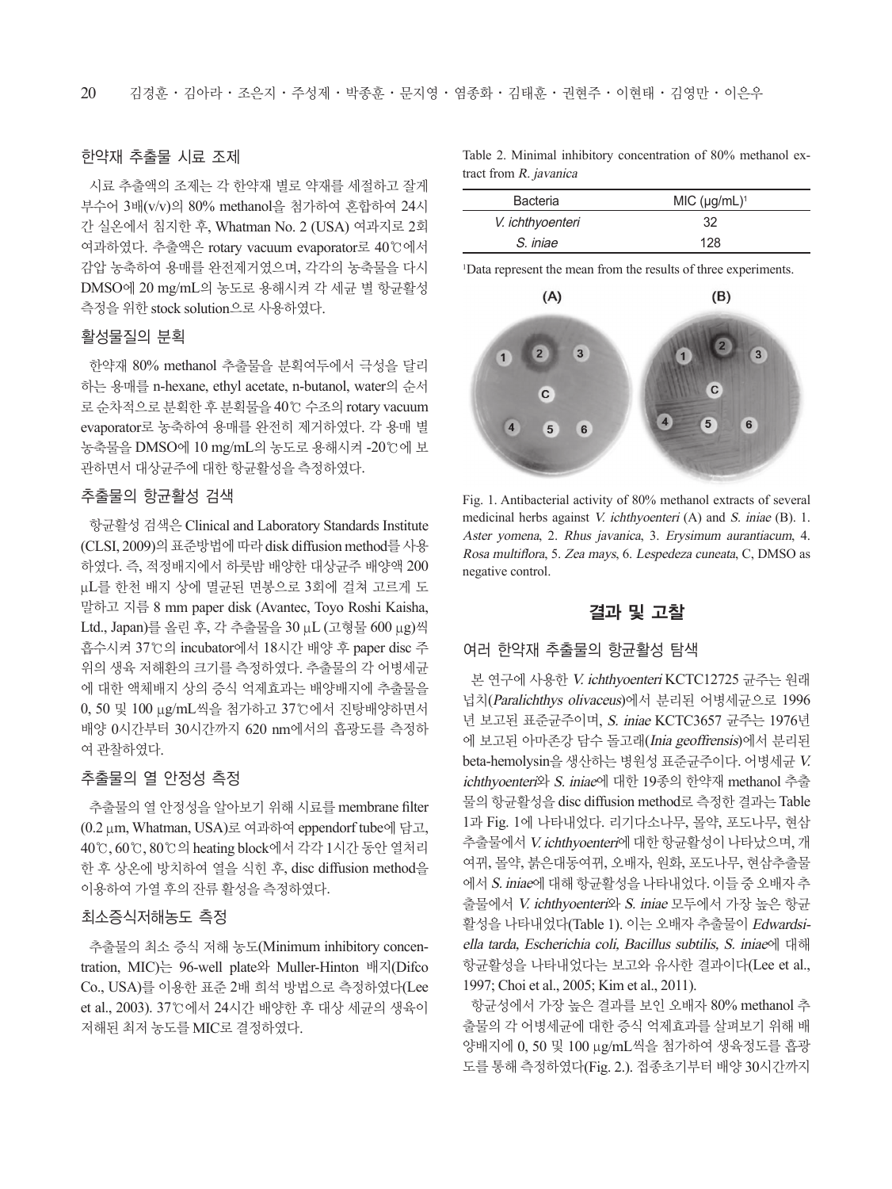### 한약재 추출물 시료 조제

시료 추출액의 조제는 각 한약재 별로 약재를 세절하고 잘게 부수어 3배(v/v)의 80% methanol을 첨가하여 혼합하여 24시간 실온에서 침지한 후, Whatman No. 2 (USA) 여과지로 2회 여과하였다. 추출액은 rotary vacuum evaporator로 40℃에서 감압 농축하여 용매를 완전제거였으며, 각각의 농축물을 다시 DMSO에 20 mg/mL의 농도로 용해시켜 각 세균 별 항균활성 측정을 위한 stock solution으로 사용하였다.

### 활성물질의 분획

한약재 80% methanol 추출물을 분획여두에서 극성을 달리 하는 용매를 n-hexane, ethyl acetate, n-butanol, water의 순서로 순차적으로 분획한 후 분획물을 40℃ 수조의 rotary vacuum evaporator로 농축하여 용매를 완전히 제거하였다. 각 용매 별 농축물을 DMSO에 10 mg/mL의 농도로 용해시켜 -20℃에 보관하면서 대상균주에 대한 항균활성을 측정하였다.

### 추출물의 항균활성 검색

항균활성 검색은 Clinical and Laboratory Standards Institute (CLSI, 2009)의 표준방법에 따라 disk diffusion method를 사용하였다. 즉, 적정배지에서 하룻밤 배양한 대상균주 배양액 200 μL를 한천 배지 상에 멸균된 면봉으로 3회에 걸쳐 고르게 도말하고 지름 8 mm paper disk (Avantec, Toyo Roshi Kaisha, Ltd., Japan)를 올린 후, 각 추출물을 30 μL (고형물 600 μg)씩 흡수시켜 37℃의 incubator에서 18시간 배양 후 paper disc 주위의 생육 저해환의 크기를 측정하였다. 추출물의 각 어병세균에 대한 액체배지 상의 증식 억제효과는 배양배지에 추출물을 0, 50 및 100 μg/mL씩을 첨가하고 37℃에서 진탕배양하면서 배양 0시간부터 30시간까지 620 nm에서의 흡광도를 측정하여 관찰하였다.

### 추출물의 열 안정성 측정

추출물의 열 안정성을 알아보기 위해 시료를 membrane filter (0.2 μm, Whatman, USA)로 여과하여 eppendorf tube에 담고, 40℃, 60℃, 80℃의 heating block에서 각각 1시간 동안 열처리 한 후 상온에 방치하여 열을 식힌 후, disc diffusion method을 이용하여 가열 후의 잔류 활성을 측정하였다.

### 최소증식저해농도 측정

추출물의 최소 증식 저해 농도(Minimum inhibitory concentration, MIC)는 96-well plate와 Muller-Hinton 배지(Difco Co., USA)를 이용한 표준 2배 희석 방법으로 측정하였다(Lee et al., 2003). 37℃에서 24시간 배양한 후 대상 세균의 생육이 저해된 최저 농도를 MIC로 결정하였다.

Table 2. Minimal inhibitory concentration of 80% methanol extract from *R. javanica*

| Bacteria | MIC (μg/mL)[1] |
|---|---|
| *V. ichthyoenteri* | 32 |
| *S. iniae* | 128 |

[1]Data represent the mean from the results of three experiments.

Fig. 1. Antibacterial activity of 80% methanol extracts of several medicinal herbs against *V. ichthyoenteri* (A) and *S. iniae* (B). 1. *Aster yomena*, 2. *Rhus javanica*, 3. *Erysimum aurantiacum*, 4. *Rosa multiflora*, 5. *Zea mays*, 6. *Lespedeza cuneata*, C, DMSO as negative control.

## 결과 및 고찰

### 여러 한약재 추출물의 항균활성 탐색

본 연구에 사용한 *V. ichthyoenteri* KCTC12725 균주는 원래 넙치(*Paralichthys olivaceus*)에서 분리된 어병세균으로 1996년 보고된 표준균주이며, *S. iniae* KCTC3657 균주는 1976년에 보고된 아마존강 담수 돌고래(*Inia geoffrensis*)에서 분리된 beta-hemolysin을 생산하는 병원성 표준균주이다. 어병세균 *V. ichthyoenteri*와 *S. iniae*에 대한 19종의 한약재 methanol 추출물의 항균활성을 disc diffusion method로 측정한 결과는 Table 1과 Fig. 1에 나타내었다. 리기다소나무, 몰약, 포도나무, 현삼 추출물에서 *V. ichthyoenteri*에 대한 항균활성이 나타났으며, 개여뀌, 몰약, 붉은대동여뀌, 오배자, 원화, 포도나무, 현삼추출물에서 *S. iniae*에 대해 항균활성을 나타내었다. 이들 중 오배자 추출물에서 *V. ichthyoenteri*와 *S. iniae* 모두에서 가장 높은 항균활성을 나타내었다(Table 1). 이는 오배자 추출물이 *Edwardsiella tarda, Escherichia coli, Bacillus subtilis, S. iniae*에 대해 항균활성을 나타내었다는 보고와 유사한 결과이다(Lee et al., 1997; Choi et al., 2005; Kim et al., 2011).

항균성에서 가장 높은 결과를 보인 오배자 80% methanol 추출물의 각 어병세균에 대한 증식 억제효과를 살펴보기 위해 배양배지에 0, 50 및 100 μg/mL씩을 첨가하여 생육정도를 흡광도를 통해 측정하였다(Fig. 2.). 접종초기부터 배양 30시간까지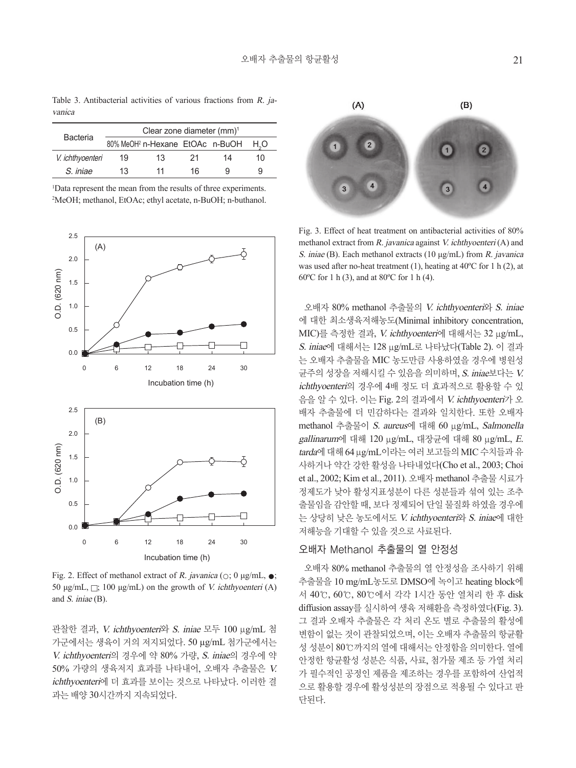Table 3. Antibacterial activities of various fractions from *R. javanica*

| Bacteria | Clear zone diameter (mm)[1] | | | | |
|---|---|---|---|---|---|
| | 80% MeOH[2] | n-Hexane | EtOAc | n-BuOH | $H_2O$ |
| *V. ichthyoenteri* | 19 | 13 | 21 | 14 | 10 |
| *S. iniae* | 13 | 11 | 16 | 9 | 9 |

[1]Data represent the mean from the results of three experiments.
[2]MeOH; methanol, EtOAc; ethyl acetate, n-BuOH; n-buthanol.

Fig. 2. Effect of methanol extract of *R. javanica* (○; 0 μg/mL, ●; 50 μg/mL, □; 100 μg/mL) on the growth of *V. ichthyoenteri* (A) and *S. iniae* (B).

관찰한 결과, *V. ichthyoenteri*와 *S. iniae* 모두 100 μg/mL 첨가군에서는 생육이 거의 저지되었다. 50 μg/mL 첨가군에서는 *V. ichthyoenteri*의 경우에 약 80% 가량, *S. iniae*의 경우에 약 50% 가량의 생육저지 효과를 나타내어, 오배자 추출물은 *V. ichthyoenteri*에 더 효과를 보이는 것으로 나타났다. 이러한 결과는 배양 30시간까지 지속되었다.

Fig. 3. Effect of heat treatment on antibacterial activities of 80% methanol extract from *R. javanica* against *V. ichthyoenteri* (A) and *S. iniae* (B). Each methanol extracts (10 μg/mL) from *R. javanica* was used after no-heat treatment (1), heating at 40ºC for 1 h (2), at 60ºC for 1 h (3), and at 80ºC for 1 h (4).

오배자 80% methanol 추출물의 *V. ichthyoenteri*와 *S. iniae*에 대한 최소생육저해농도(Minimal inhibitory concentration, MIC)를 측정한 결과, *V. ichthyoenteri*에 대해서는 32 μg/mL, *S. iniae*에 대해서는 128 μg/mL로 나타났다(Table 2). 이 결과는 오배자 추출물을 MIC 농도만큼 사용하였을 경우에 병원성 균주의 성장을 저해시킬 수 있음을 의미하며, *S. iniae*보다는 *V. ichthyoenteri*의 경우에 4배 정도 더 효과적으로 활용할 수 있음을 알 수 있다. 이는 Fig. 2의 결과에서 *V. ichthyoenteri*가 오배자 추출물에 더 민감하다는 결과와 일치한다. 또한 오배자 methanol 추출물이 *S. aureus*에 대해 60 μg/mL, *Salmonella gallinarum*에 대해 120 μg/mL, 대장균에 대해 80 μg/mL, *E. tarda*에 대해 64 μg/mL이라는 여러 보고들의 MIC 수치들과 유사하거나 약간 강한 활성을 나타내었다(Cho et al., 2003; Choi et al., 2002; Kim et al., 2011). 오배자 methanol 추출물 시료가 정제도가 낮아 활성지표성분이 다른 성분들과 섞여 있는 조추출물임을 감안할 때, 보다 정제되어 단일 물질화 하였을 경우에는 상당히 낮은 농도에서도 *V. ichthyoenteri*와 *S. iniae*에 대한 저해능을 기대할 수 있을 것으로 사료된다.

## 오배자 Methanol 추출물의 열 안정성

오배자 80% methanol 추출물의 열 안정성을 조사하기 위해 추출물을 10 mg/mL농도로 DMSO에 녹이고 heating block에서 40℃, 60℃, 80℃에서 각각 1시간 동안 열처리 한 후 disk diffusion assay를 실시하여 생육 저해환을 측정하였다(Fig. 3). 그 결과 오배자 추출물은 각 처리 온도 별로 추출물의 활성에 변화가 없는 것이 관찰되었으며, 이는 오배자 추출물의 항균활성 성분이 80℃까지의 열에 대해서는 안정함을 의미한다. 열에 안정한 항균활성 성분은 식품, 사료, 첨가물 제조 등 가열 처리가 필수적인 공정인 제품을 제조하는 경우를 포함하여 산업적으로 활용할 경우에 활성성분의 장점으로 적용될 수 있다고 판단된다.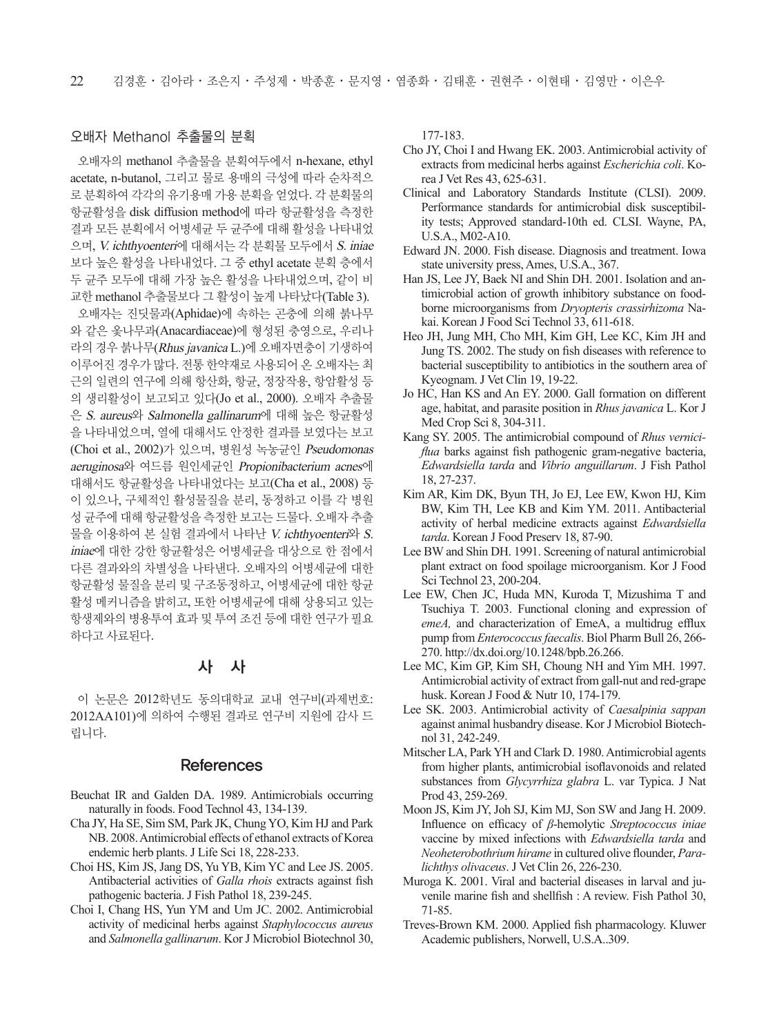### 오배자 Methanol 추출물의 분획

오배자의 methanol 추출물을 분획여두에서 n-hexane, ethyl acetate, n-butanol, 그리고 물로 용매의 극성에 따라 순차적으로 분획하여 각각의 유기용매 가용 분획을 얻었다. 각 분획물의 항균활성을 disk diffusion method에 따라 항균활성을 측정한 결과 모든 분획에서 어병세균 두 균주에 대해 활성을 나타내었으며, *V. ichthyoenteri*에 대해서는 각 분획물 모두에서 *S. iniae* 보다 높은 활성을 나타내었다. 그 중 ethyl acetate 분획 층에서 두 균주 모두에 대해 가장 높은 활성을 나타내었으며, 같이 비교한 methanol 추출물보다 그 활성이 높게 나타났다(Table 3).

오배자는 진딧물과(Aphidae)에 속하는 곤충에 의해 붉나무와 같은 옻나무과(Anacardiaceae)에 형성된 충영으로, 우리나라의 경우 붉나무(*Rhus javanica* L.)에 오배자면충이 기생하여 이루어진 경우가 많다. 전통 한약재로 사용되어 온 오배자는 최근의 일련의 연구에 의해 항산화, 항균, 정장작용, 항암활성 등의 생리활성이 보고되고 있다(Jo et al., 2000). 오배자 추출물은 *S. aureus*와 *Salmonella gallinarum*에 대해 높은 항균활성을 나타내었으며, 열에 대해서도 안정한 결과를 보였다는 보고(Choi et al., 2002)가 있으며, 병원성 녹농균인 *Pseudomonas aeruginosa*와 여드름 원인세균인 *Propionibacterium acnes*에 대해서도 항균활성을 나타내었다는 보고(Cha et al., 2008) 등이 있으나, 구체적인 활성물질을 분리, 동정하고 이를 각 병원성 균주에 대해 항균활성을 측정한 보고는 드물다. 오배자 추출물을 이용하여 본 실험 결과에서 나타난 *V. ichthyoenteri*와 *S. iniae*에 대한 강한 항균활성은 어병세균을 대상으로 한 점에서 다른 결과와의 차별성을 나타낸다. 오배자의 어병세균에 대한 항균활성 물질을 분리 및 구조동정하고, 어병세균에 대한 항균활성 메커니즘을 밝히고, 또한 어병세균에 대해 상용되고 있는 항생제와의 병용투여 효과 및 투여 조건 등에 대한 연구가 필요하다고 사료된다.

## 사 사

이 논문은 2012학년도 동의대학교 교내 연구비(과제번호: 2012AA101)에 의하여 수행된 결과로 연구비 지원에 감사 드립니다.

## References

Beuchat IR and Galden DA. 1989. Antimicrobials occurring naturally in foods. Food Technol 43, 134-139.

Cha JY, Ha SE, Sim SM, Park JK, Chung YO, Kim HJ and Park NB. 2008. Antimicrobial effects of ethanol extracts of Korea endemic herb plants. J Life Sci 18, 228-233.

Choi HS, Kim JS, Jang DS, Yu YB, Kim YC and Lee JS. 2005. Antibacterial activities of *Galla rhois* extracts against fish pathogenic bacteria. J Fish Pathol 18, 239-245.

Choi I, Chang HS, Yun YM and Um JC. 2002. Antimicrobial activity of medicinal herbs against *Staphylococcus aureus* and *Salmonella gallinarum*. Kor J Microbiol Biotechnol 30, 177-183.

Cho JY, Choi I and Hwang EK. 2003. Antimicrobial activity of extracts from medicinal herbs against *Escherichia coli*. Korea J Vet Res 43, 625-631.

Clinical and Laboratory Standards Institute (CLSI). 2009. Performance standards for antimicrobial disk susceptibility tests; Approved standard-10th ed. CLSI. Wayne, PA, U.S.A., M02-A10.

Edward JN. 2000. Fish disease. Diagnosis and treatment. Iowa state university press, Ames, U.S.A., 367.

Han JS, Lee JY, Baek NI and Shin DH. 2001. Isolation and antimicrobial action of growth inhibitory substance on foodborne microorganisms from *Dryopteris crassirhizoma* Nakai. Korean J Food Sci Technol 33, 611-618.

Heo JH, Jung MH, Cho MH, Kim GH, Lee KC, Kim JH and Jung TS. 2002. The study on fish diseases with reference to bacterial susceptibility to antibiotics in the southern area of Kyeognam. J Vet Clin 19, 19-22.

Jo HC, Han KS and An EY. 2000. Gall formation on different age, habitat, and parasite position in *Rhus javanica* L. Kor J Med Crop Sci 8, 304-311.

Kang SY. 2005. The antimicrobial compound of *Rhus verniciflua* barks against fish pathogenic gram-negative bacteria, *Edwardsiella tarda* and *Vibrio anguillarum*. J Fish Pathol 18, 27-237.

Kim AR, Kim DK, Byun TH, Jo EJ, Lee EW, Kwon HJ, Kim BW, Kim TH, Lee KB and Kim YM. 2011. Antibacterial activity of herbal medicine extracts against *Edwardsiella tarda*. Korean J Food Preserv 18, 87-90.

Lee BW and Shin DH. 1991. Screening of natural antimicrobial plant extract on food spoilage microorganism. Kor J Food Sci Technol 23, 200-204.

Lee EW, Chen JC, Huda MN, Kuroda T, Mizushima T and Tsuchiya T. 2003. Functional cloning and expression of *emeA,* and characterization of EmeA, a multidrug efflux pump from *Enterococcus faecalis*. Biol Pharm Bull 26, 266-270. http://dx.doi.org/10.1248/bpb.26.266.

Lee MC, Kim GP, Kim SH, Choung NH and Yim MH. 1997. Antimicrobial activity of extract from gall-nut and red-grape husk. Korean J Food & Nutr 10, 174-179.

Lee SK. 2003. Antimicrobial activity of *Caesalpinia sappan* against animal husbandry disease. Kor J Microbiol Biotechnol 31, 242-249.

Mitscher LA, Park YH and Clark D. 1980. Antimicrobial agents from higher plants, antimicrobial isoflavonoids and related substances from *Glycyrrhiza glabra* L. var Typica. J Nat Prod 43, 259-269.

Moon JS, Kim JY, Joh SJ, Kim MJ, Son SW and Jang H. 2009. Influence on efficacy of *β*-hemolytic *Streptococcus iniae* vaccine by mixed infections with *Edwardsiella tarda* and *Neoheterobothrium hirame* in cultured olive flounder, *Paralichthys olivaceus*. J Vet Clin 26, 226-230.

Muroga K. 2001. Viral and bacterial diseases in larval and juvenile marine fish and shellfish : A review. Fish Pathol 30, 71-85.

Treves-Brown KM. 2000. Applied fish pharmacology. Kluwer Academic publishers, Norwell, U.S.A..309.